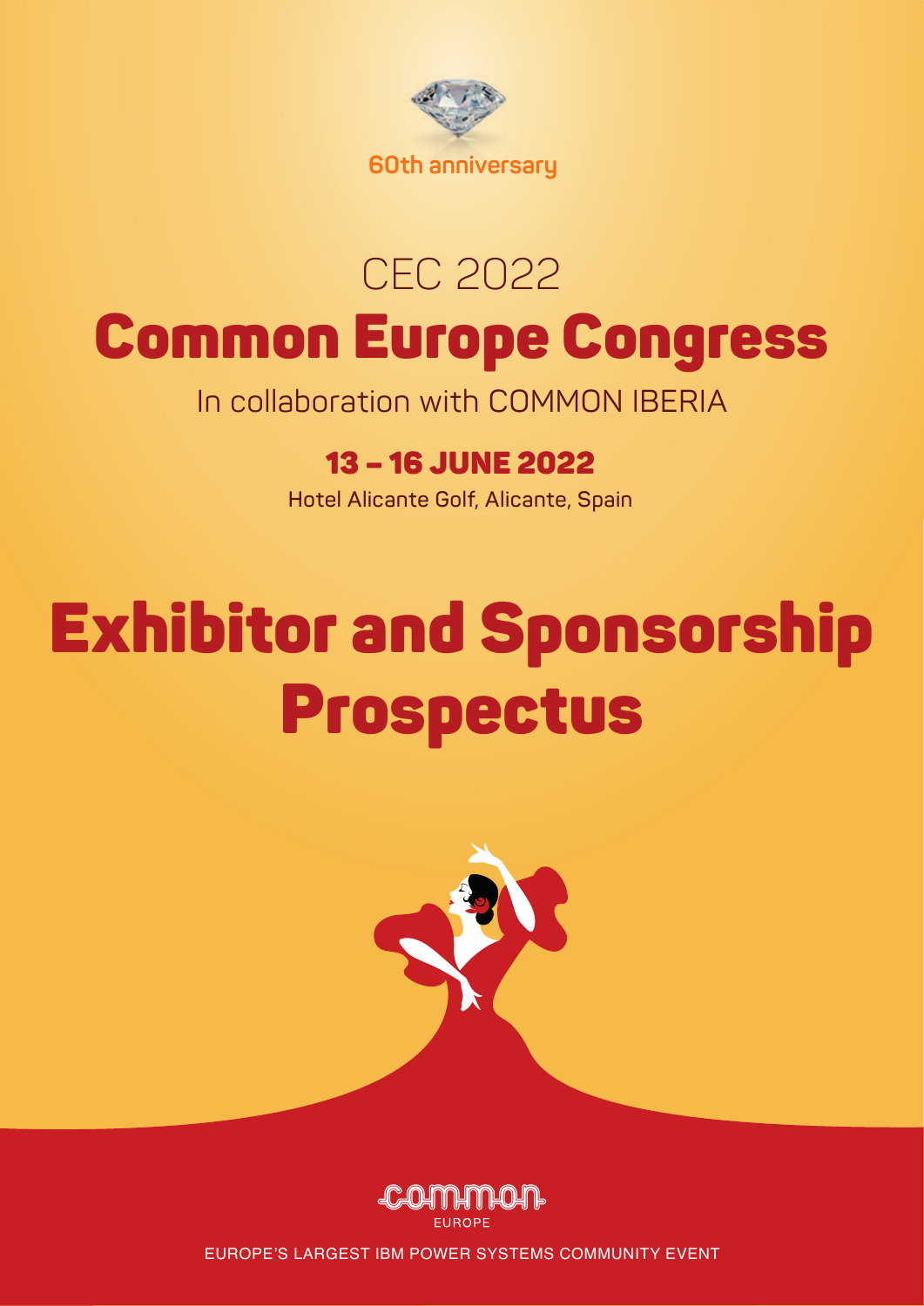60th anniversary

# CEC 2022

# Common Europe Congress

In collaboration with COMMON IBERIA

## 13 – 16 JUNE 2022

Hotel Alicante Golf, Alicante, Spain

# Exhibitor and Sponsorship Prospectus

common

EUROPE

EUROPE'S LARGEST IBM POWER SYSTEMS COMMUNITY EVENT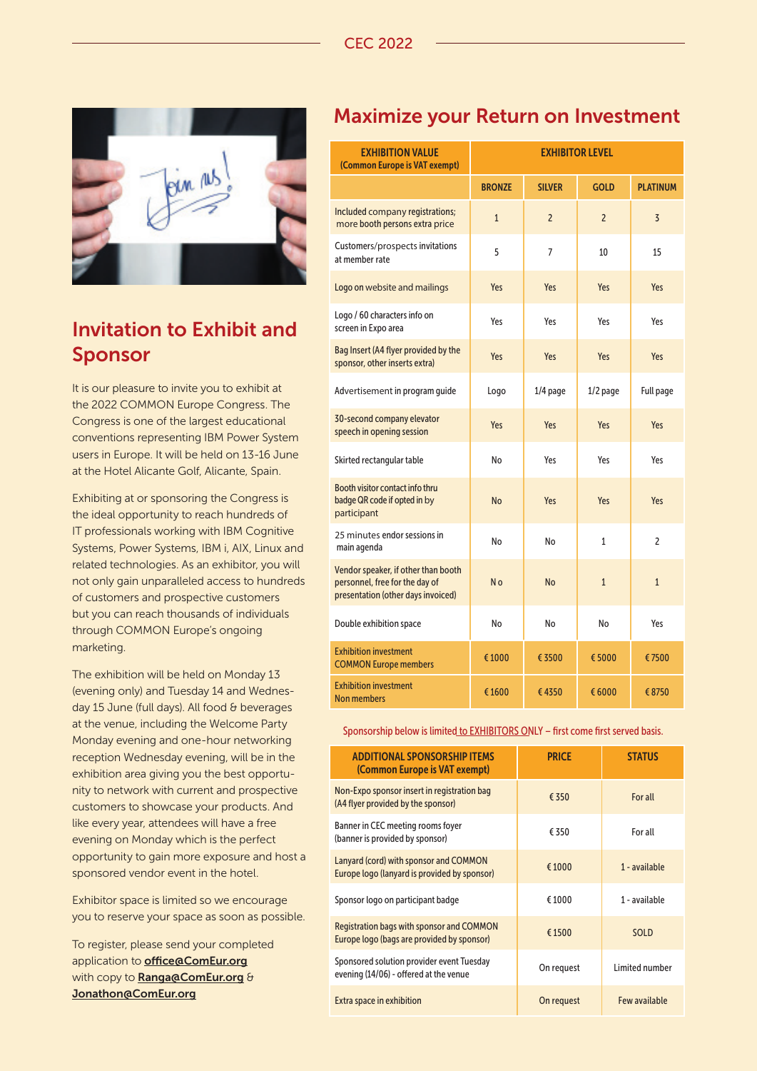## Invitation to Exhibit and Sponsor

It is our pleasure to invite you to exhibit at the 2022 COMMON Europe Congress. The Congress is one of the largest educational conventions representing IBM Power System users in Europe. It will be held on 13-16 June at the Hotel Alicante Golf, Alicante, Spain.

Exhibiting at or sponsoring the Congress is the ideal opportunity to reach hundreds of IT professionals working with IBM Cognitive Systems, Power Systems, IBM i, AIX, Linux and related technologies. As an exhibitor, you will not only gain unparalleled access to hundreds of customers and prospective customers but you can reach thousands of individuals through COMMON Europe's ongoing marketing.

The exhibition will be held on Monday 13 (evening only) and Tuesday 14 and Wednesday 15 June (full days). All food & beverages at the venue, including the Welcome Party Monday evening and one-hour networking reception Wednesday evening, will be in the exhibition area giving you the best opportunity to network with current and prospective customers to showcase your products. And like every year, attendees will have a free evening on Monday which is the perfect opportunity to gain more exposure and host a sponsored vendor event in the hotel.

Exhibitor space is limited so we encourage you to reserve your space as soon as possible.

To register, please send your completed application to **office@ComEur.org** with copy to **Ranga@ComEur.org** & **Jonathon@ComEur.org**

## Maximize your Return on Investment

| EXHIBITION VALUE (Common Europe is VAT exempt) | EXHIBITOR LEVEL | | | |
|---|---|---|---|---|
| | BRONZE | SILVER | GOLD | PLATINUM |
| Included company registrations; more booth persons extra price | 1 | 2 | 2 | 3 |
| Customers/prospects invitations at member rate | 5 | 7 | 10 | 15 |
| Logo on website and mailings | Yes | Yes | Yes | Yes |
| Logo / 60 characters info on screen in Expo area | Yes | Yes | Yes | Yes |
| Bag Insert (A4 flyer provided by the sponsor, other inserts extra) | Yes | Yes | Yes | Yes |
| Advertisement in program guide | Logo | 1/4 page | 1/2 page | Full page |
| 30-second company elevator speech in opening session | Yes | Yes | Yes | Yes |
| Skirted rectangular table | No | Yes | Yes | Yes |
| Booth visitor contact info thru badge QR code if opted in by participant | No | Yes | Yes | Yes |
| 25 minutes endor sessions in main agenda | No | No | 1 | 2 |
| Vendor speaker, if other than booth personnel, free for the day of presentation (other days invoiced) | N o | No | 1 | 1 |
| Double exhibition space | No | No | No | Yes |
| Exhibition investment COMMON Europe members | € 1000 | € 3500 | € 5000 | € 7500 |
| Exhibition investment Non members | € 1600 | € 4350 | € 6000 | € 8750 |

Sponsorship below is limited to EXHIBITORS ONLY – first come first served basis.

| ADDITIONAL SPONSORSHIP ITEMS (Common Europe is VAT exempt) | PRICE | STATUS |
|---|---|---|
| Non-Expo sponsor insert in registration bag (A4 flyer provided by the sponsor) | € 350 | For all |
| Banner in CEC meeting rooms foyer (banner is provided by sponsor) | € 350 | For all |
| Lanyard (cord) with sponsor and COMMON Europe logo (lanyard is provided by sponsor) | € 1000 | 1 - available |
| Sponsor logo on participant badge | € 1000 | 1 - available |
| Registration bags with sponsor and COMMON Europe logo (bags are provided by sponsor) | € 1500 | SOLD |
| Sponsored solution provider event Tuesday evening (14/06) - offered at the venue | On request | Limited number |
| Extra space in exhibition | On request | Few available |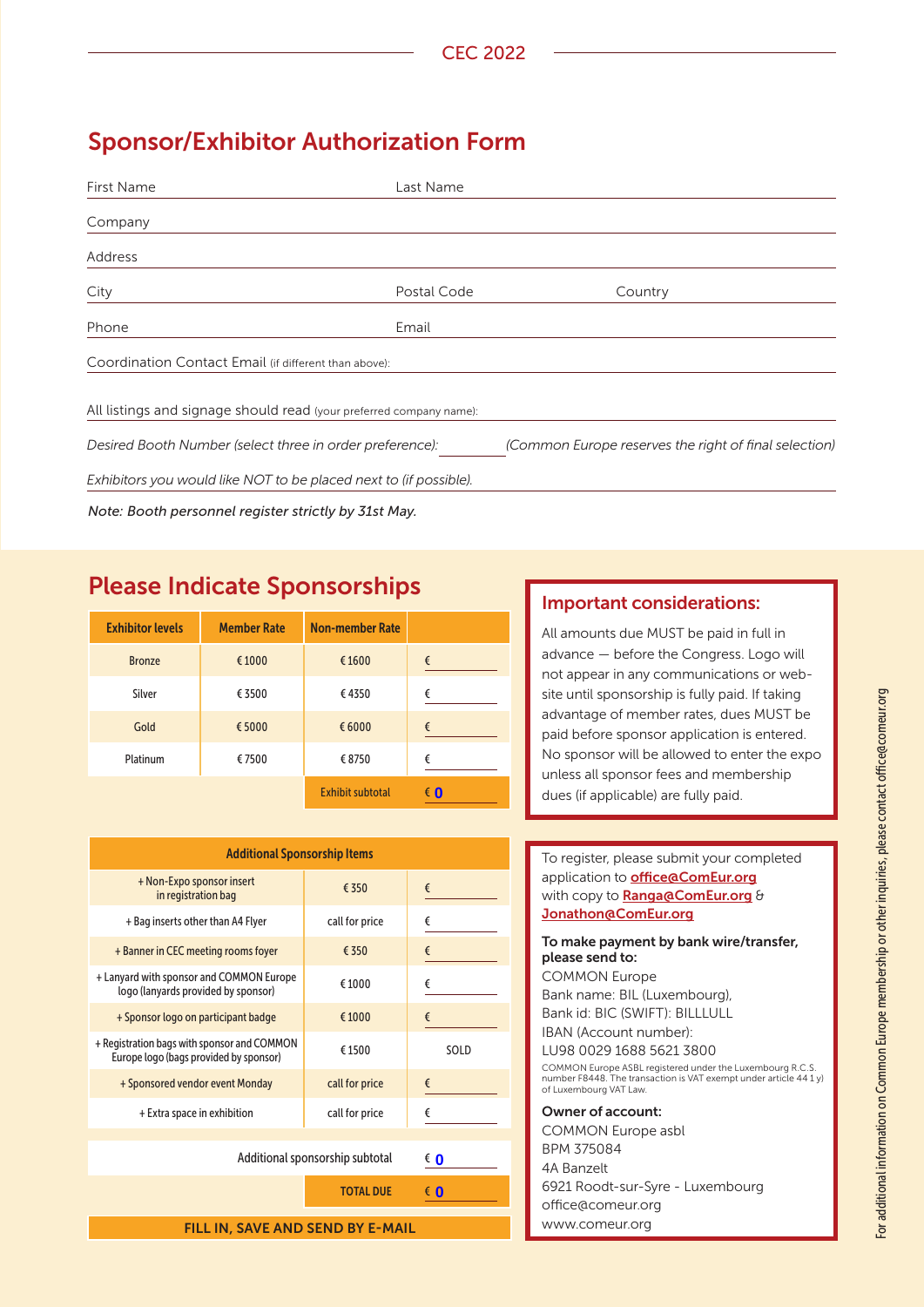## Sponsor/Exhibitor Authorization Form

First Name Last Name

Company

Address

City Postal Code Country

Phone Email

Coordination Contact Email (if different than above):

All listings and signage should read (your preferred company name):

*Desired Booth Number (select three in order preference):* *(Common Europe reserves the right of final selection)*

*Exhibitors you would like NOT to be placed next to (if possible).*

*Note: Booth personnel register strictly by 31st May.*

## Please Indicate Sponsorships

| Exhibitor levels | Member Rate | Non-member Rate | |
|---|---|---|---|
| Bronze | € 1000 | € 1600 | € |
| Silver | € 3500 | € 4350 | € |
| Gold | € 5000 | € 6000 | € |
| Platinum | € 7500 | € 8750 | € |
| | | Exhibit subtotal | € 0 |

| Additional Sponsorship Items | | |
|---|---|---|
| + Non-Expo sponsor insert in registration bag | € 350 | € |
| + Bag inserts other than A4 Flyer | call for price | € |
| + Banner in CEC meeting rooms foyer | € 350 | € |
| + Lanyard with sponsor and COMMON Europe logo (lanyards provided by sponsor) | € 1000 | € |
| + Sponsor logo on participant badge | € 1000 | € |
| + Registration bags with sponsor and COMMON Europe logo (bags provided by sponsor) | € 1500 | SOLD |
| + Sponsored vendor event Monday | call for price | € |
| + Extra space in exhibition | call for price | € |
| Additional sponsorship subtotal | | € 0 |
| | TOTAL DUE | € 0 |

**FILL IN, SAVE AND SEND BY E-MAIL**

### Important considerations:

All amounts due MUST be paid in full in advance — before the Congress. Logo will not appear in any communications or website until sponsorship is fully paid. If taking advantage of member rates, dues MUST be paid before sponsor application is entered. No sponsor will be allowed to enter the expo unless all sponsor fees and membership dues (if applicable) are fully paid.

To register, please submit your completed application to **office@ComEur.org** with copy to **Ranga@ComEur.org** & **Jonathon@ComEur.org**

**To make payment by bank wire/transfer, please send to:**

COMMON Europe
Bank name: BIL (Luxembourg),
Bank id: BIC (SWIFT): BILLLULL
IBAN (Account number):
LU98 0029 1688 5621 3800

COMMON Europe ASBL registered under the Luxembourg R.C.S. number F8448. The transaction is VAT exempt under article 44 1 y) of Luxembourg VAT Law.

**Owner of account:**

COMMON Europe asbl
BPM 375084
4A Banzelt
6921 Roodt-sur-Syre - Luxembourg
office@comeur.org
www.comeur.org

For additional information on Common Europe membership or other inquiries, please contact office@comeur.org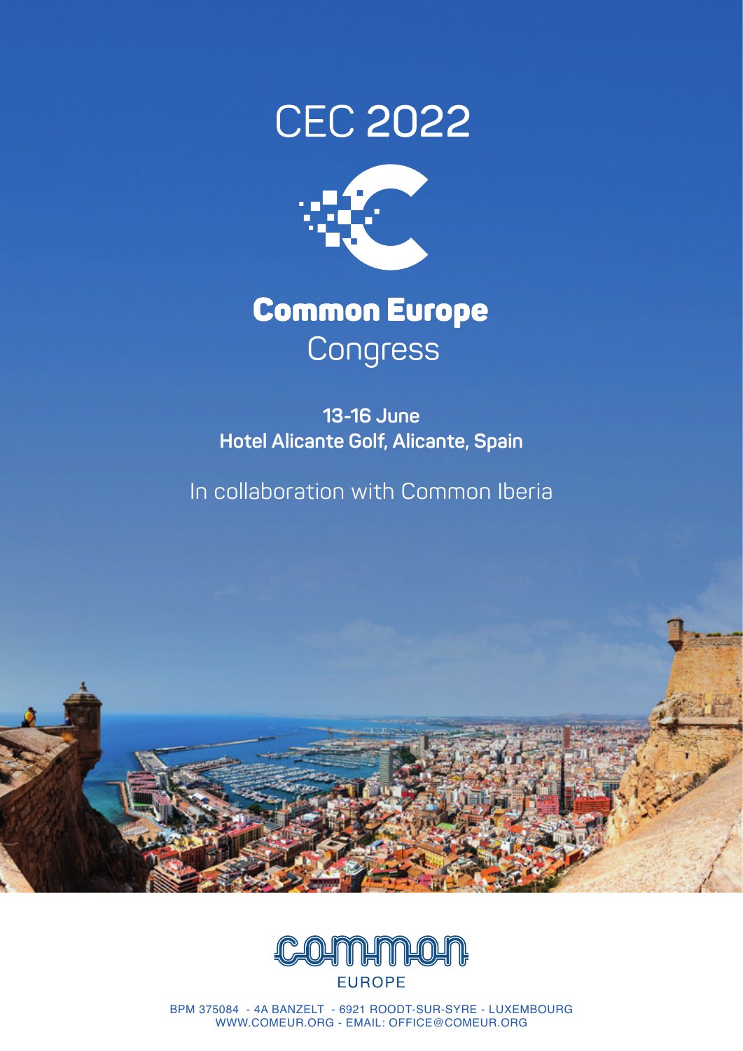# CEC 2022

## Common Europe
Congress

**13-16 June**
**Hotel Alicante Golf, Alicante, Spain**

In collaboration with Common Iberia

common
EUROPE

BPM 375084 - 4A BANZELT - 6921 ROODT-SUR-SYRE - LUXEMBOURG
WWW.COMEUR.ORG - EMAIL: OFFICE@COMEUR.ORG